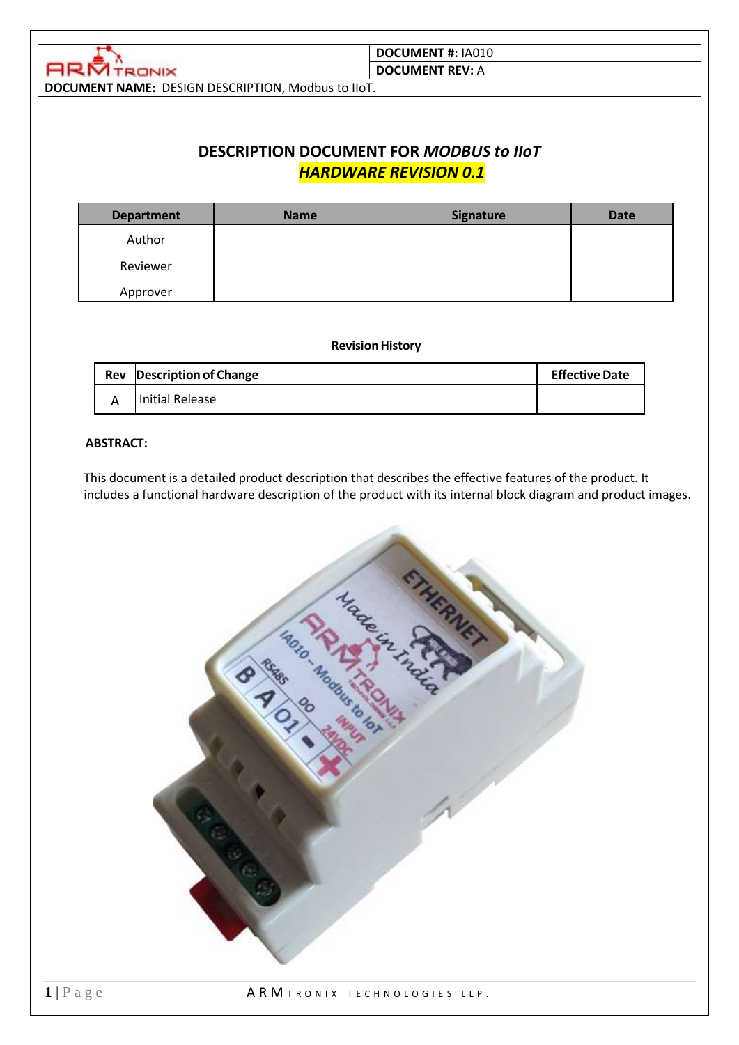| | **DOCUMENT #:** IA010 |
|---|---|
| | **DOCUMENT REV:** A |

**DOCUMENT NAME:** DESIGN DESCRIPTION, Modbus to IIoT.

# DESCRIPTION DOCUMENT FOR *MODBUS to IIoT*

## *HARDWARE REVISION 0.1*

| Department | Name | Signature | Date |
|---|---|---|---|
| Author | | | |
| Reviewer | | | |
| Approver | | | |

**Revision History**

| Rev | Description of Change | Effective Date |
|---|---|---|
| A | Initial Release | |

**ABSTRACT:**

This document is a detailed product description that describes the effective features of the product. It includes a functional hardware description of the product with its internal block diagram and product images.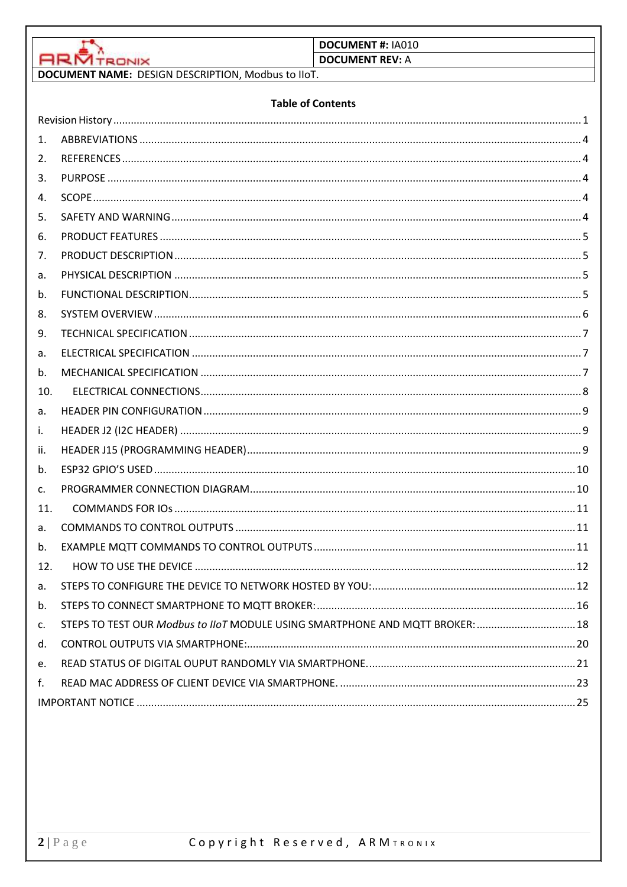| ARMTRONIX | DOCUMENT #: IA010 |
|---|---|
| | DOCUMENT REV: A |
| DOCUMENT NAME: DESIGN DESCRIPTION, Modbus to IIoT. | |

## Table of Contents

Revision History ........ 1

1. ABBREVIATIONS ........ 4
2. REFERENCES ........ 4
3. PURPOSE ........ 4
4. SCOPE ........ 4
5. SAFETY AND WARNING ........ 4
6. PRODUCT FEATURES ........ 5
7. PRODUCT DESCRIPTION ........ 5

a. PHYSICAL DESCRIPTION ........ 5

b. FUNCTIONAL DESCRIPTION ........ 5

8. SYSTEM OVERVIEW ........ 6
9. TECHNICAL SPECIFICATION ........ 7

a. ELECTRICAL SPECIFICATION ........ 7

b. MECHANICAL SPECIFICATION ........ 7

10. ELECTRICAL CONNECTIONS ........ 8

a. HEADER PIN CONFIGURATION ........ 9

i. HEADER J2 (I2C HEADER) ........ 9

ii. HEADER J15 (PROGRAMMING HEADER) ........ 9

b. ESP32 GPIO'S USED ........ 10

c. PROGRAMMER CONNECTION DIAGRAM ........ 10

11. COMMANDS FOR IOs ........ 11

a. COMMANDS TO CONTROL OUTPUTS ........ 11

b. EXAMPLE MQTT COMMANDS TO CONTROL OUTPUTS ........ 11

12. HOW TO USE THE DEVICE ........ 12

a. STEPS TO CONFIGURE THE DEVICE TO NETWORK HOSTED BY YOU: ........ 12

b. STEPS TO CONNECT SMARTPHONE TO MQTT BROKER: ........ 16

c. STEPS TO TEST OUR *Modbus to IIoT* MODULE USING SMARTPHONE AND MQTT BROKER: ........ 18

d. CONTROL OUTPUTS VIA SMARTPHONE: ........ 20

e. READ STATUS OF DIGITAL OUPUT RANDOMLY VIA SMARTPHONE. ........ 21

f. READ MAC ADDRESS OF CLIENT DEVICE VIA SMARTPHONE. ........ 23

IMPORTANT NOTICE ........ 25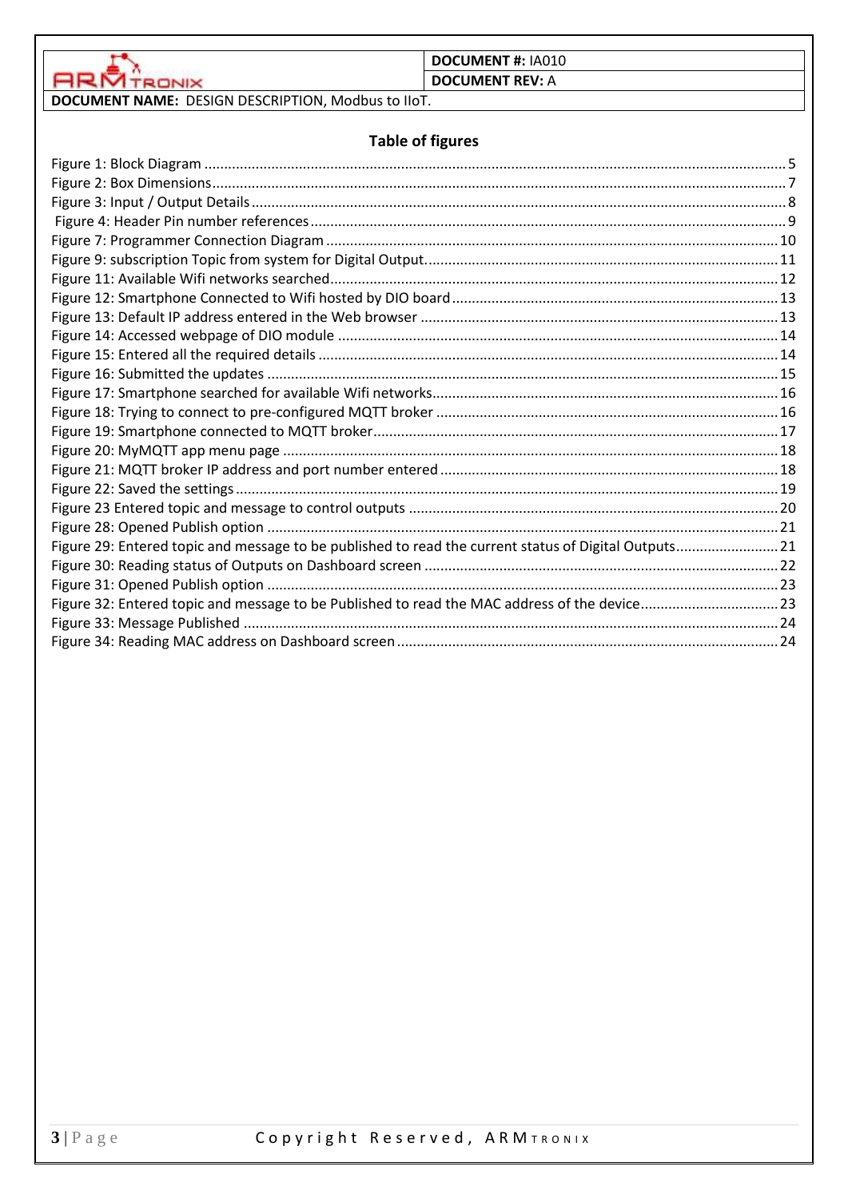## Table of figures

Figure 1: Block Diagram ..... 5
Figure 2: Box Dimensions ..... 7
Figure 3: Input / Output Details ..... 8
Figure 4: Header Pin number references ..... 9
Figure 7: Programmer Connection Diagram ..... 10
Figure 9: subscription Topic from system for Digital Output ..... 11
Figure 11: Available Wifi networks searched ..... 12
Figure 12: Smartphone Connected to Wifi hosted by DIO board ..... 13
Figure 13: Default IP address entered in the Web browser ..... 13
Figure 14: Accessed webpage of DIO module ..... 14
Figure 15: Entered all the required details ..... 14
Figure 16: Submitted the updates ..... 15
Figure 17: Smartphone searched for available Wifi networks ..... 16
Figure 18: Trying to connect to pre-configured MQTT broker ..... 16
Figure 19: Smartphone connected to MQTT broker ..... 17
Figure 20: MyMQTT app menu page ..... 18
Figure 21: MQTT broker IP address and port number entered ..... 18
Figure 22: Saved the settings ..... 19
Figure 23 Entered topic and message to control outputs ..... 20
Figure 28: Opened Publish option ..... 21
Figure 29: Entered topic and message to be published to read the current status of Digital Outputs ..... 21
Figure 30: Reading status of Outputs on Dashboard screen ..... 22
Figure 31: Opened Publish option ..... 23
Figure 32: Entered topic and message to be Published to read the MAC address of the device ..... 23
Figure 33: Message Published ..... 24
Figure 34: Reading MAC address on Dashboard screen ..... 24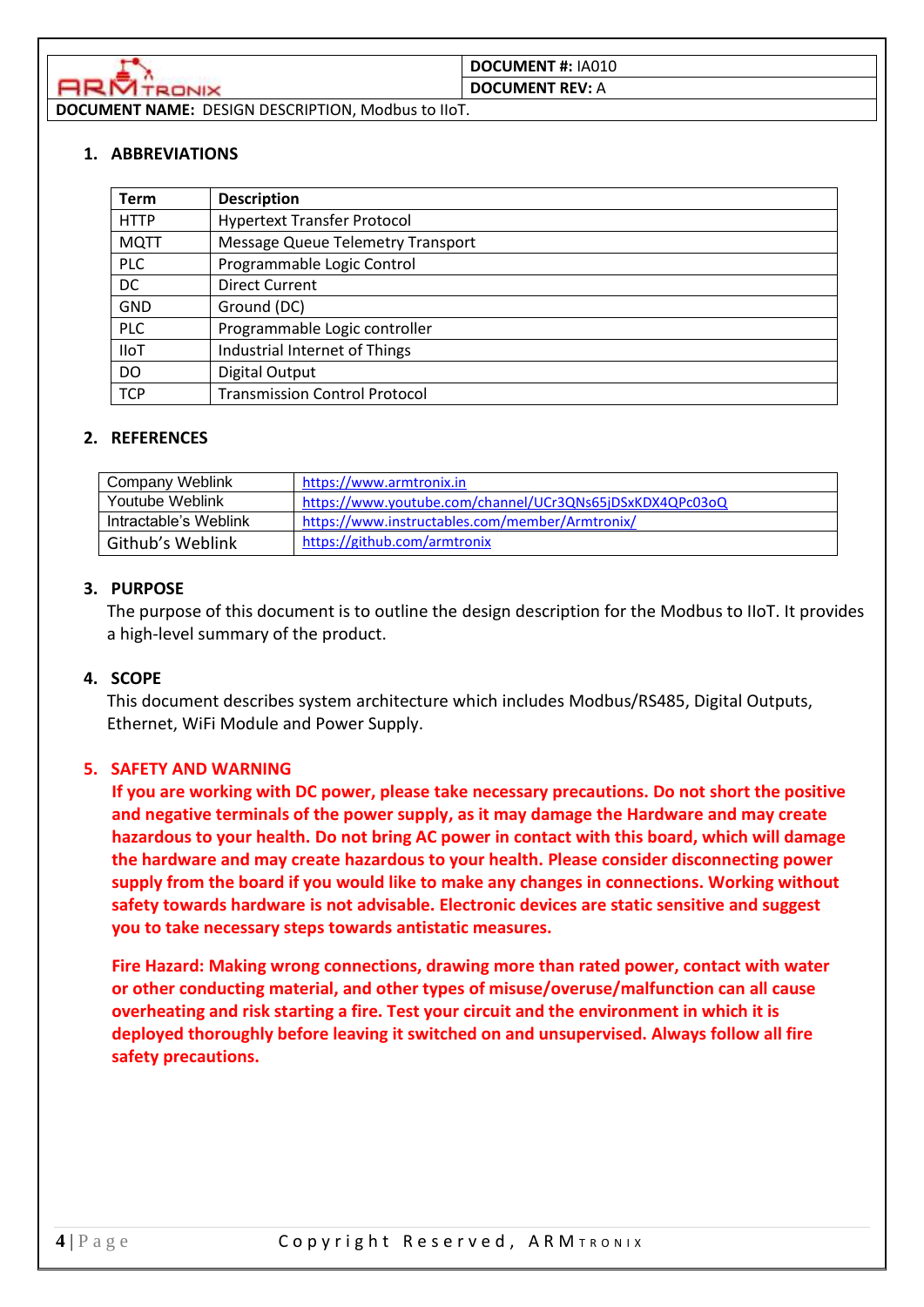## 1. ABBREVIATIONS

| Term | Description |
|---|---|
| HTTP | Hypertext Transfer Protocol |
| MQTT | Message Queue Telemetry Transport |
| PLC | Programmable Logic Control |
| DC | Direct Current |
| GND | Ground (DC) |
| PLC | Programmable Logic controller |
| IIoT | Industrial Internet of Things |
| DO | Digital Output |
| TCP | Transmission Control Protocol |

## 2. REFERENCES

| Company Weblink | https://www.armtronix.in |
|---|---|
| Youtube Weblink | https://www.youtube.com/channel/UCr3QNs65jDSxKDX4QPc03oQ |
| Intractable's Weblink | https://www.instructables.com/member/Armtronix/ |
| Github's Weblink | https://github.com/armtronix |

## 3. PURPOSE

The purpose of this document is to outline the design description for the Modbus to IIoT. It provides a high-level summary of the product.

## 4. SCOPE

This document describes system architecture which includes Modbus/RS485, Digital Outputs, Ethernet, WiFi Module and Power Supply.

## 5. SAFETY AND WARNING

**If you are working with DC power, please take necessary precautions. Do not short the positive and negative terminals of the power supply, as it may damage the Hardware and may create hazardous to your health. Do not bring AC power in contact with this board, which will damage the hardware and may create hazardous to your health. Please consider disconnecting power supply from the board if you would like to make any changes in connections. Working without safety towards hardware is not advisable. Electronic devices are static sensitive and suggest you to take necessary steps towards antistatic measures.**

**Fire Hazard: Making wrong connections, drawing more than rated power, contact with water or other conducting material, and other types of misuse/overuse/malfunction can all cause overheating and risk starting a fire. Test your circuit and the environment in which it is deployed thoroughly before leaving it switched on and unsupervised. Always follow all fire safety precautions.**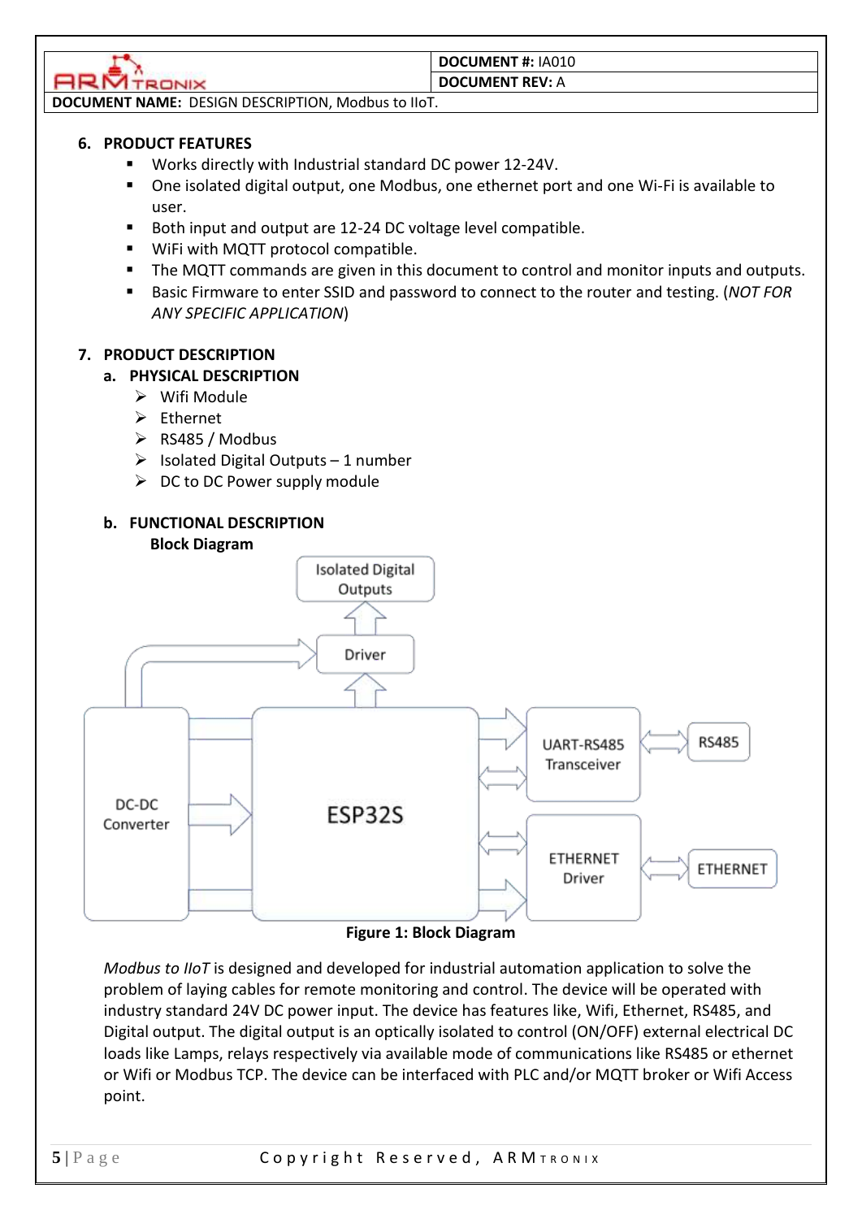## 6. PRODUCT FEATURES

- Works directly with Industrial standard DC power 12-24V.
- One isolated digital output, one Modbus, one ethernet port and one Wi-Fi is available to user.
- Both input and output are 12-24 DC voltage level compatible.
- WiFi with MQTT protocol compatible.
- The MQTT commands are given in this document to control and monitor inputs and outputs.
- Basic Firmware to enter SSID and password to connect to the router and testing. (*NOT FOR ANY SPECIFIC APPLICATION*)

## 7. PRODUCT DESCRIPTION

### a. PHYSICAL DESCRIPTION

- Wifi Module
- Ethernet
- RS485 / Modbus
- Isolated Digital Outputs – 1 number
- DC to DC Power supply module

### b. FUNCTIONAL DESCRIPTION

**Block Diagram**

Isolated Digital Outputs

Driver

DC-DC Converter

ESP32S

UART-RS485 Transceiver

RS485

ETHERNET Driver

ETHERNET

**Figure 1: Block Diagram**

*Modbus to IIoT* is designed and developed for industrial automation application to solve the problem of laying cables for remote monitoring and control. The device will be operated with industry standard 24V DC power input. The device has features like, Wifi, Ethernet, RS485, and Digital output. The digital output is an optically isolated to control (ON/OFF) external electrical DC loads like Lamps, relays respectively via available mode of communications like RS485 or ethernet or Wifi or Modbus TCP. The device can be interfaced with PLC and/or MQTT broker or Wifi Access point.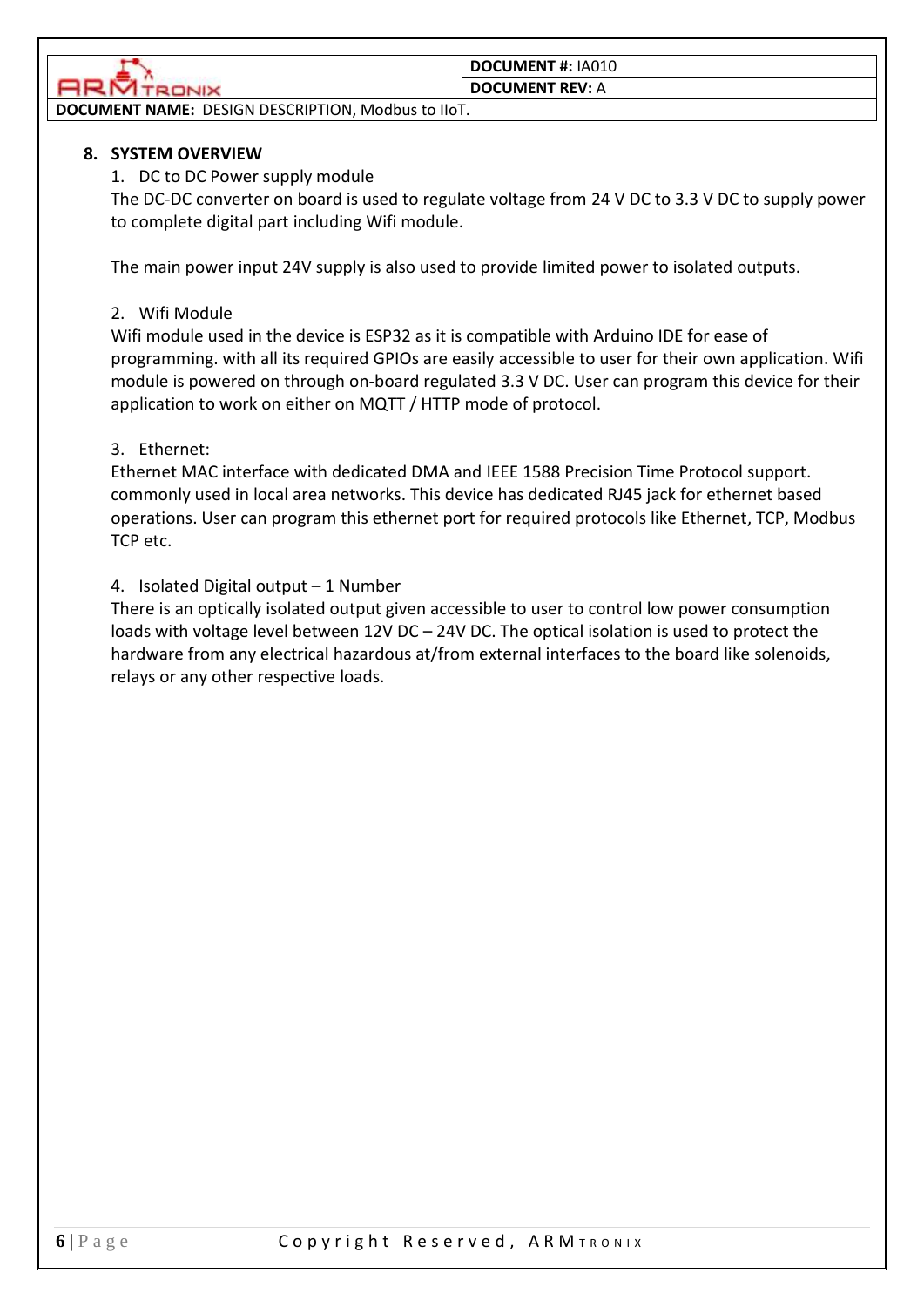## 8. SYSTEM OVERVIEW

1. DC to DC Power supply module

The DC-DC converter on board is used to regulate voltage from 24 V DC to 3.3 V DC to supply power to complete digital part including Wifi module.

The main power input 24V supply is also used to provide limited power to isolated outputs.

2. Wifi Module

Wifi module used in the device is ESP32 as it is compatible with Arduino IDE for ease of programming. with all its required GPIOs are easily accessible to user for their own application. Wifi module is powered on through on-board regulated 3.3 V DC. User can program this device for their application to work on either on MQTT / HTTP mode of protocol.

3. Ethernet:

Ethernet MAC interface with dedicated DMA and IEEE 1588 Precision Time Protocol support. commonly used in local area networks. This device has dedicated RJ45 jack for ethernet based operations. User can program this ethernet port for required protocols like Ethernet, TCP, Modbus TCP etc.

4. Isolated Digital output – 1 Number

There is an optically isolated output given accessible to user to control low power consumption loads with voltage level between 12V DC – 24V DC. The optical isolation is used to protect the hardware from any electrical hazardous at/from external interfaces to the board like solenoids, relays or any other respective loads.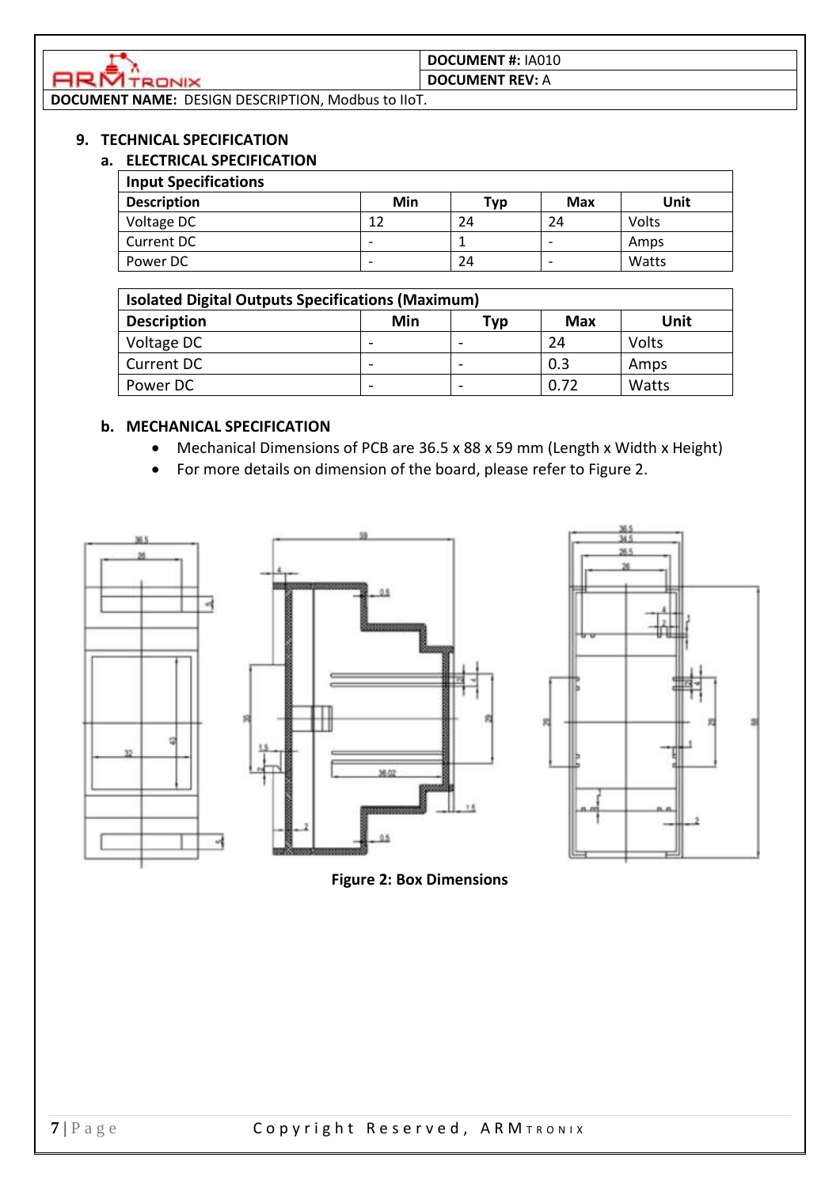## 9. TECHNICAL SPECIFICATION

### a. ELECTRICAL SPECIFICATION

| Input Specifications | | | | |
|---|---|---|---|---|
| **Description** | **Min** | **Typ** | **Max** | **Unit** |
| Voltage DC | 12 | 24 | 24 | Volts |
| Current DC | - | 1 | - | Amps |
| Power DC | - | 24 | - | Watts |

| Isolated Digital Outputs Specifications (Maximum) | | | | |
|---|---|---|---|---|
| **Description** | **Min** | **Typ** | **Max** | **Unit** |
| Voltage DC | - | - | 24 | Volts |
| Current DC | - | - | 0.3 | Amps |
| Power DC | - | - | 0.72 | Watts |

### b. MECHANICAL SPECIFICATION

- Mechanical Dimensions of PCB are 36.5 x 88 x 59 mm (Length x Width x Height)
- For more details on dimension of the board, please refer to Figure 2.

**Figure 2: Box Dimensions**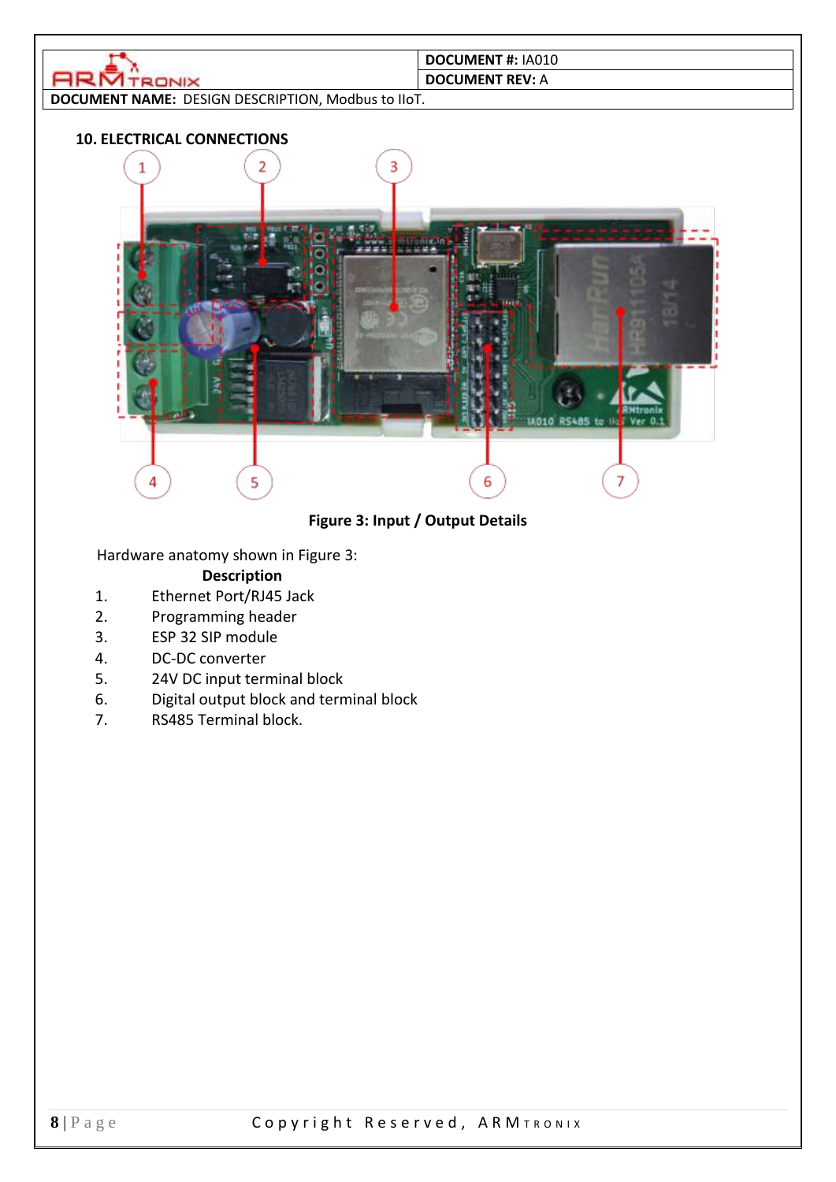## 10. ELECTRICAL CONNECTIONS

**Figure 3: Input / Output Details**

Hardware anatomy shown in Figure 3:

**Description**

1. Ethernet Port/RJ45 Jack
2. Programming header
3. ESP 32 SIP module
4. DC-DC converter
5. 24V DC input terminal block
6. Digital output block and terminal block
7. RS485 Terminal block.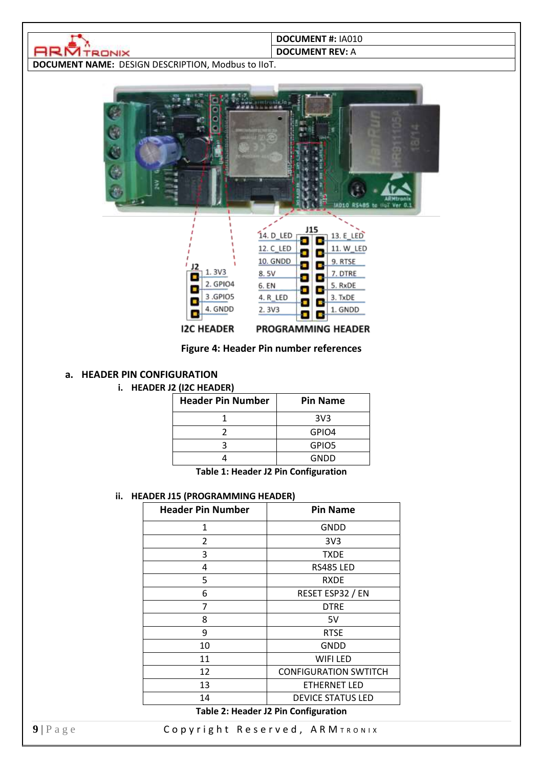Figure 4: Header Pin number references

## a. HEADER PIN CONFIGURATION

### i. HEADER J2 (I2C HEADER)

| Header Pin Number | Pin Name |
|---|---|
| 1 | 3V3 |
| 2 | GPIO4 |
| 3 | GPIO5 |
| 4 | GNDD |

Table 1: Header J2 Pin Configuration

### ii. HEADER J15 (PROGRAMMING HEADER)

| Header Pin Number | Pin Name |
|---|---|
| 1 | GNDD |
| 2 | 3V3 |
| 3 | TXDE |
| 4 | RS485 LED |
| 5 | RXDE |
| 6 | RESET ESP32 / EN |
| 7 | DTRE |
| 8 | 5V |
| 9 | RTSE |
| 10 | GNDD |
| 11 | WIFI LED |
| 12 | CONFIGURATION SWTITCH |
| 13 | ETHERNET LED |
| 14 | DEVICE STATUS LED |

Table 2: Header J2 Pin Configuration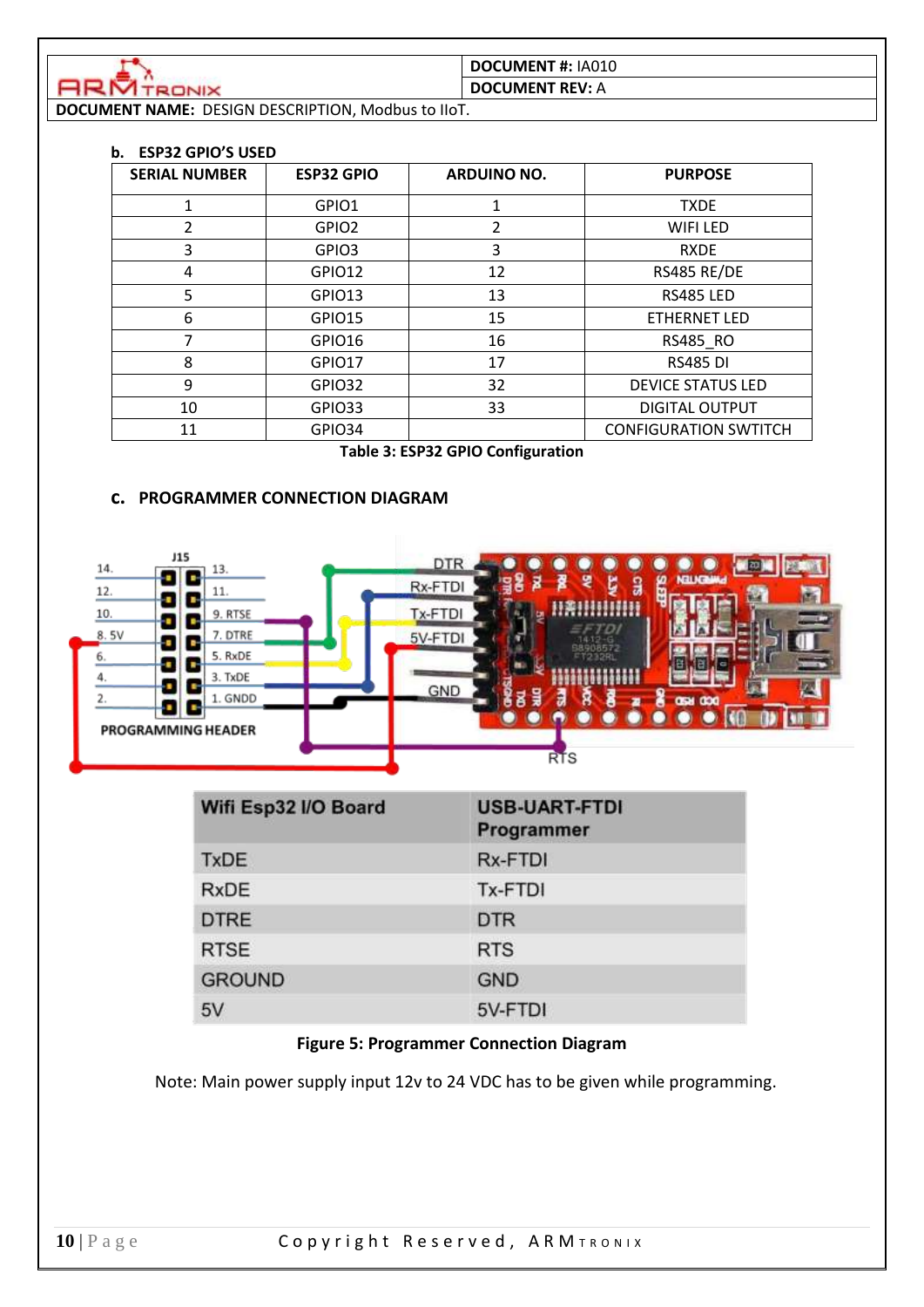b. **ESP32 GPIO'S USED**

| SERIAL NUMBER | ESP32 GPIO | ARDUINO NO. | PURPOSE |
|---|---|---|---|
| 1 | GPIO1 | 1 | TXDE |
| 2 | GPIO2 | 2 | WIFI LED |
| 3 | GPIO3 | 3 | RXDE |
| 4 | GPIO12 | 12 | RS485 RE/DE |
| 5 | GPIO13 | 13 | RS485 LED |
| 6 | GPIO15 | 15 | ETHERNET LED |
| 7 | GPIO16 | 16 | RS485_RO |
| 8 | GPIO17 | 17 | RS485 DI |
| 9 | GPIO32 | 32 | DEVICE STATUS LED |
| 10 | GPIO33 | 33 | DIGITAL OUTPUT |
| 11 | GPIO34 | | CONFIGURATION SWTITCH |

**Table 3: ESP32 GPIO Configuration**

c. **PROGRAMMER CONNECTION DIAGRAM**

| Wifi Esp32 I/O Board | USB-UART-FTDI Programmer |
|---|---|
| TxDE | Rx-FTDI |
| RxDE | Tx-FTDI |
| DTRE | DTR |
| RTSE | RTS |
| GROUND | GND |
| 5V | 5V-FTDI |

**Figure 5: Programmer Connection Diagram**

Note: Main power supply input 12v to 24 VDC has to be given while programming.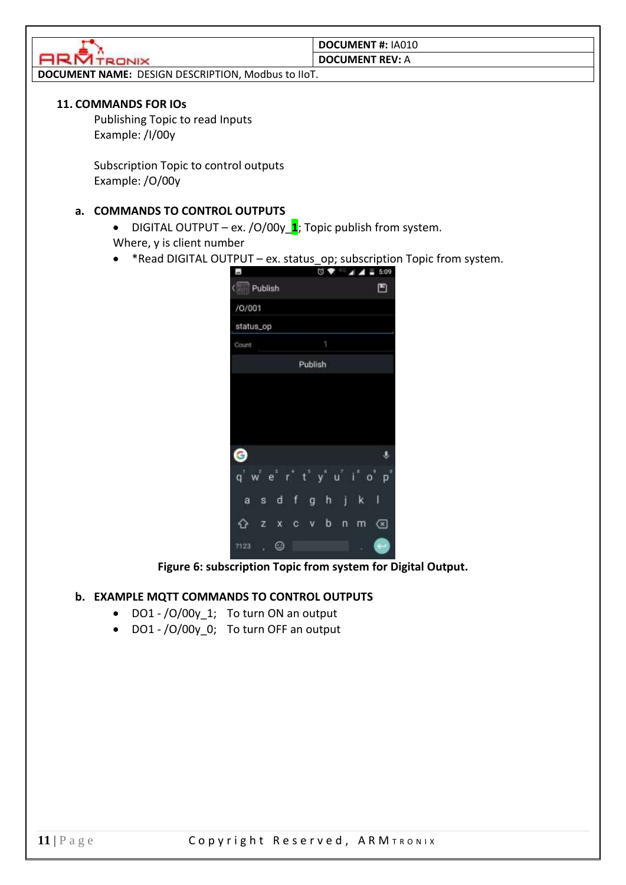## 11. COMMANDS FOR IOs

Publishing Topic to read Inputs
Example: /I/00y

Subscription Topic to control outputs
Example: /O/00y

### a. COMMANDS TO CONTROL OUTPUTS

- DIGITAL OUTPUT – ex. /O/00y_**1**; Topic publish from system.

Where, y is client number

- *Read DIGITAL OUTPUT – ex. status_op; subscription Topic from system.

**Figure 6: subscription Topic from system for Digital Output.**

### b. EXAMPLE MQTT COMMANDS TO CONTROL OUTPUTS

- DO1 - /O/00y_1; To turn ON an output
- DO1 - /O/00y_0; To turn OFF an output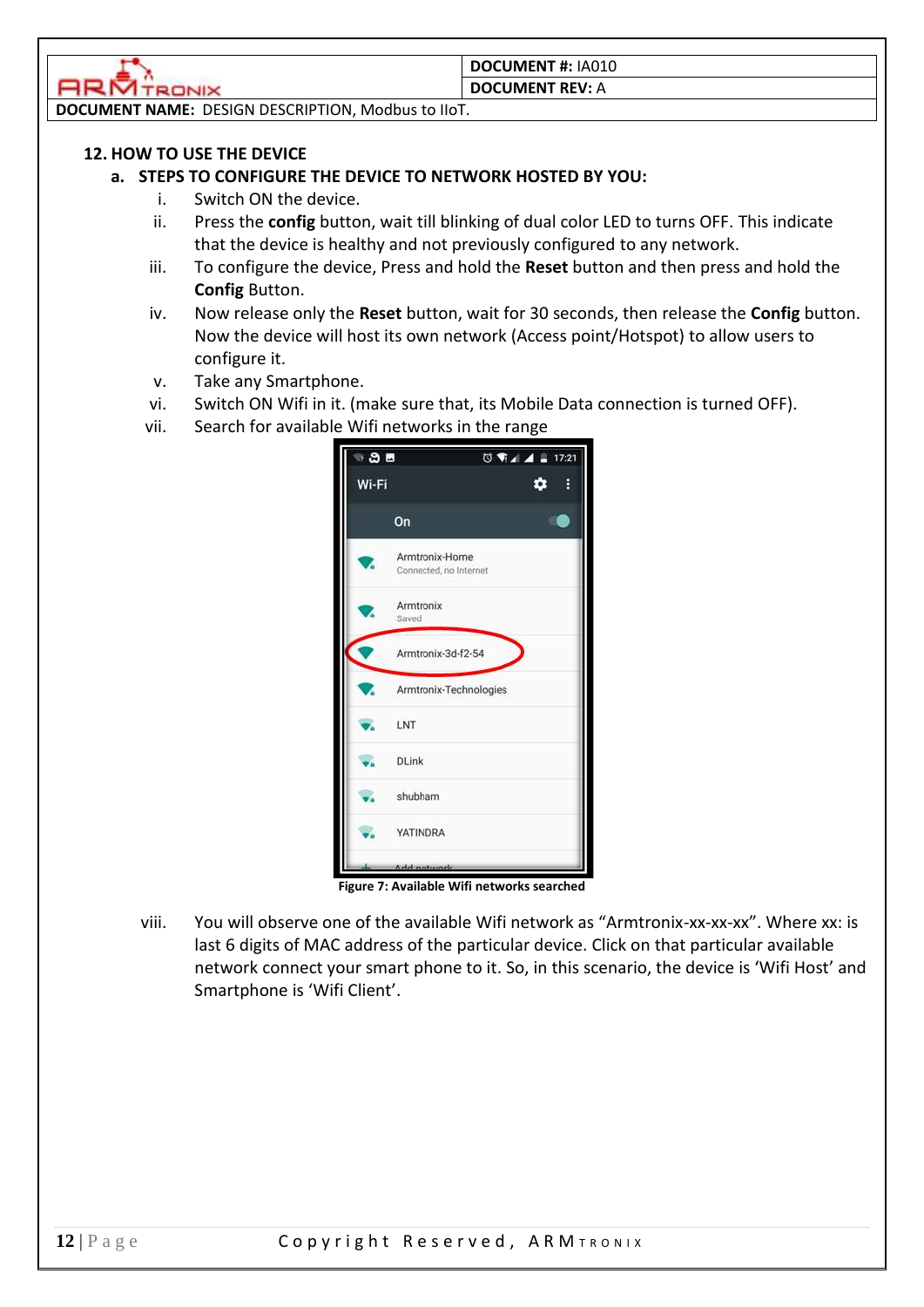## 12. HOW TO USE THE DEVICE

### a. STEPS TO CONFIGURE THE DEVICE TO NETWORK HOSTED BY YOU:

i. Switch ON the device.

ii. Press the **config** button, wait till blinking of dual color LED to turns OFF. This indicate that the device is healthy and not previously configured to any network.

iii. To configure the device, Press and hold the **Reset** button and then press and hold the **Config** Button.

iv. Now release only the **Reset** button, wait for 30 seconds, then release the **Config** button. Now the device will host its own network (Access point/Hotspot) to allow users to configure it.

v. Take any Smartphone.

vi. Switch ON Wifi in it. (make sure that, its Mobile Data connection is turned OFF).

vii. Search for available Wifi networks in the range

**Figure 7: Available Wifi networks searched**

viii. You will observe one of the available Wifi network as "Armtronix-xx-xx-xx". Where xx: is last 6 digits of MAC address of the particular device. Click on that particular available network connect your smart phone to it. So, in this scenario, the device is 'Wifi Host' and Smartphone is 'Wifi Client'.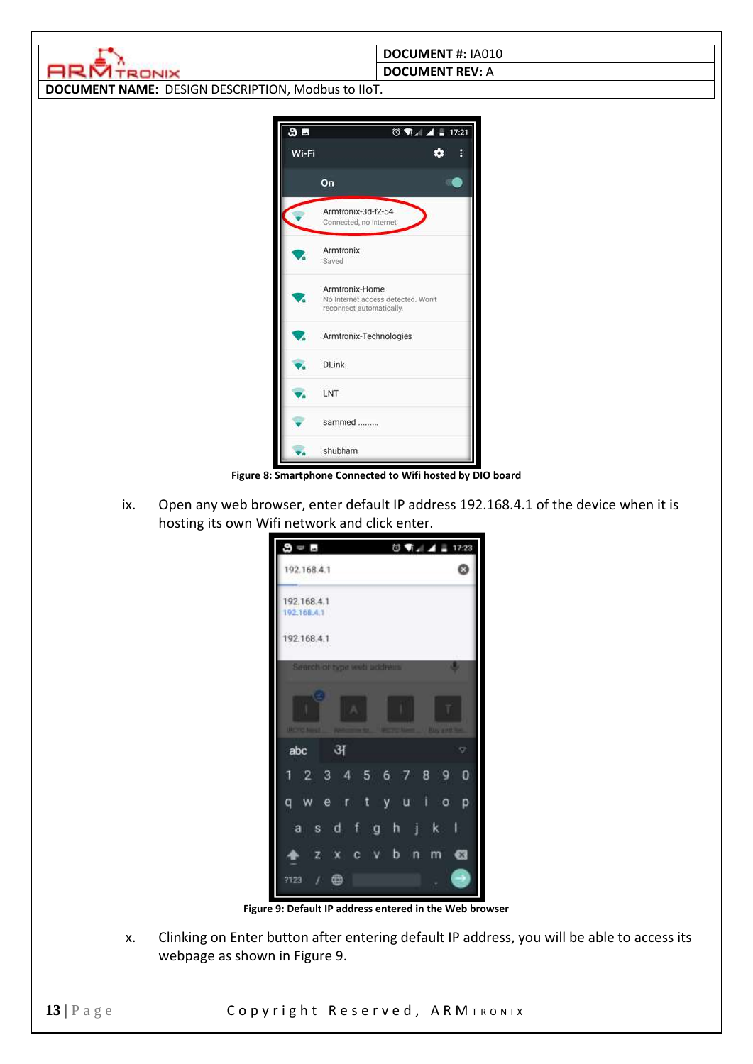Figure 8: Smartphone Connected to Wifi hosted by DIO board

ix. Open any web browser, enter default IP address 192.168.4.1 of the device when it is hosting its own Wifi network and click enter.

Figure 9: Default IP address entered in the Web browser

x. Clinking on Enter button after entering default IP address, you will be able to access its webpage as shown in Figure 9.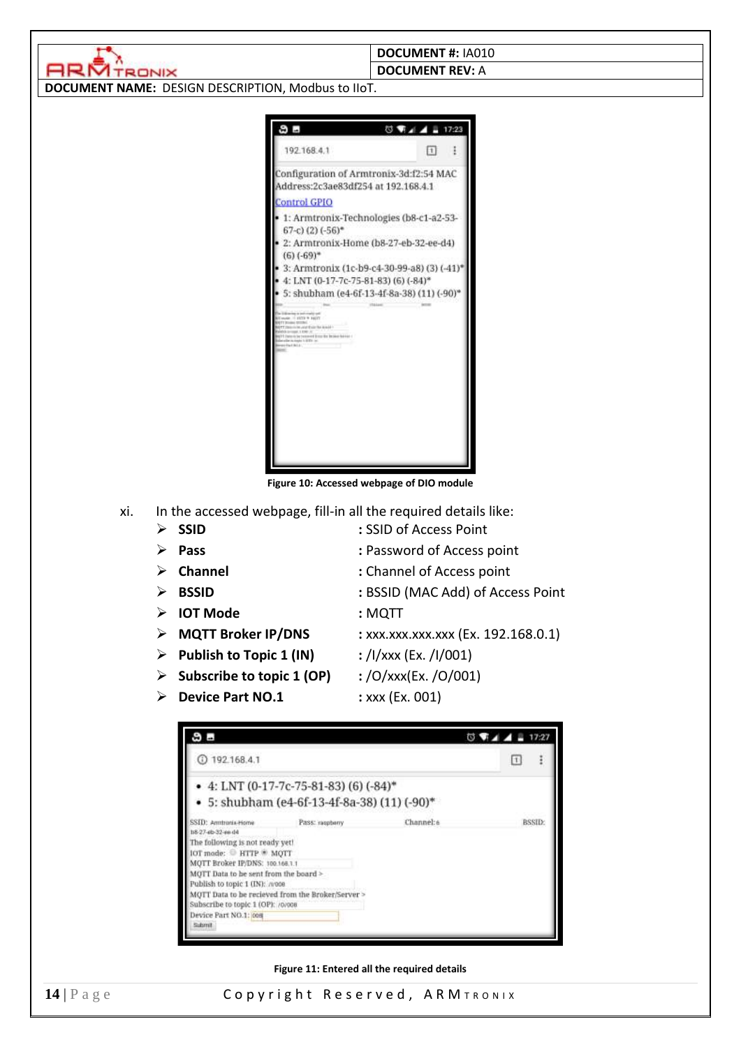Figure 10: Accessed webpage of DIO module

xi. In the accessed webpage, fill-in all the required details like:

- **SSID** : SSID of Access Point
- **Pass** : Password of Access point
- **Channel** : Channel of Access point
- **BSSID** : BSSID (MAC Add) of Access Point
- **IOT Mode** : MQTT
- **MQTT Broker IP/DNS** : xxx.xxx.xxx.xxx (Ex. 192.168.0.1)
- **Publish to Topic 1 (IN)** : /I/xxx (Ex. /I/001)
- **Subscribe to topic 1 (OP)** : /O/xxx(Ex. /O/001)
- **Device Part NO.1** : xxx (Ex. 001)

Figure 11: Entered all the required details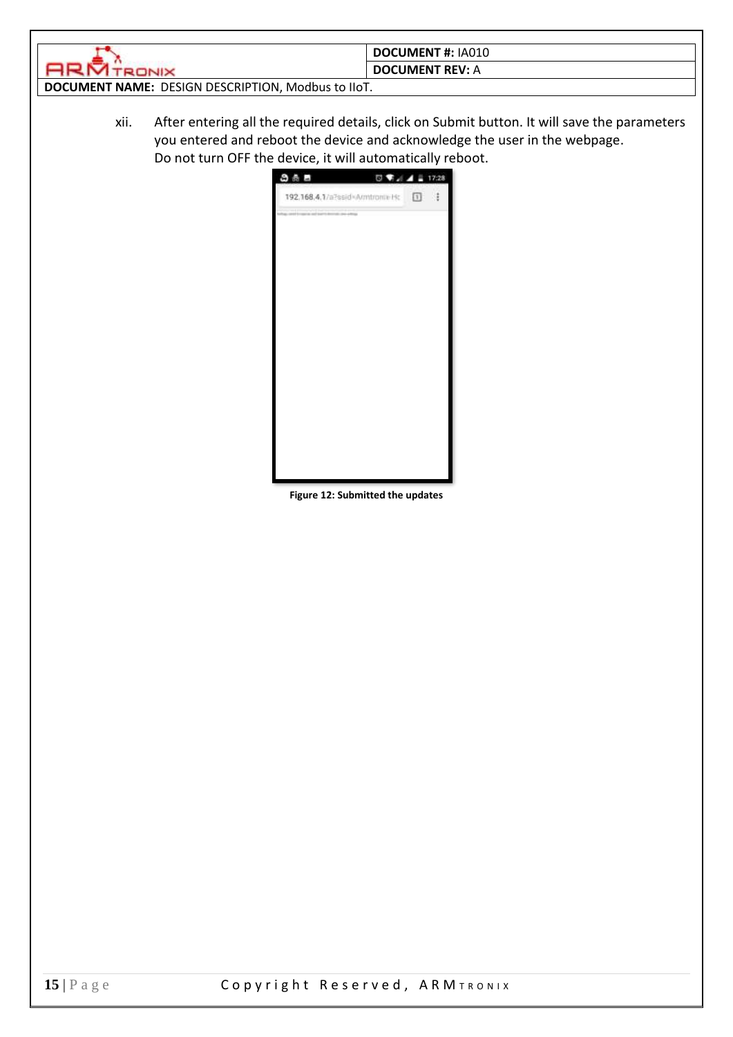xii. After entering all the required details, click on Submit button. It will save the parameters you entered and reboot the device and acknowledge the user in the webpage.
Do not turn OFF the device, it will automatically reboot.

**Figure 12: Submitted the updates**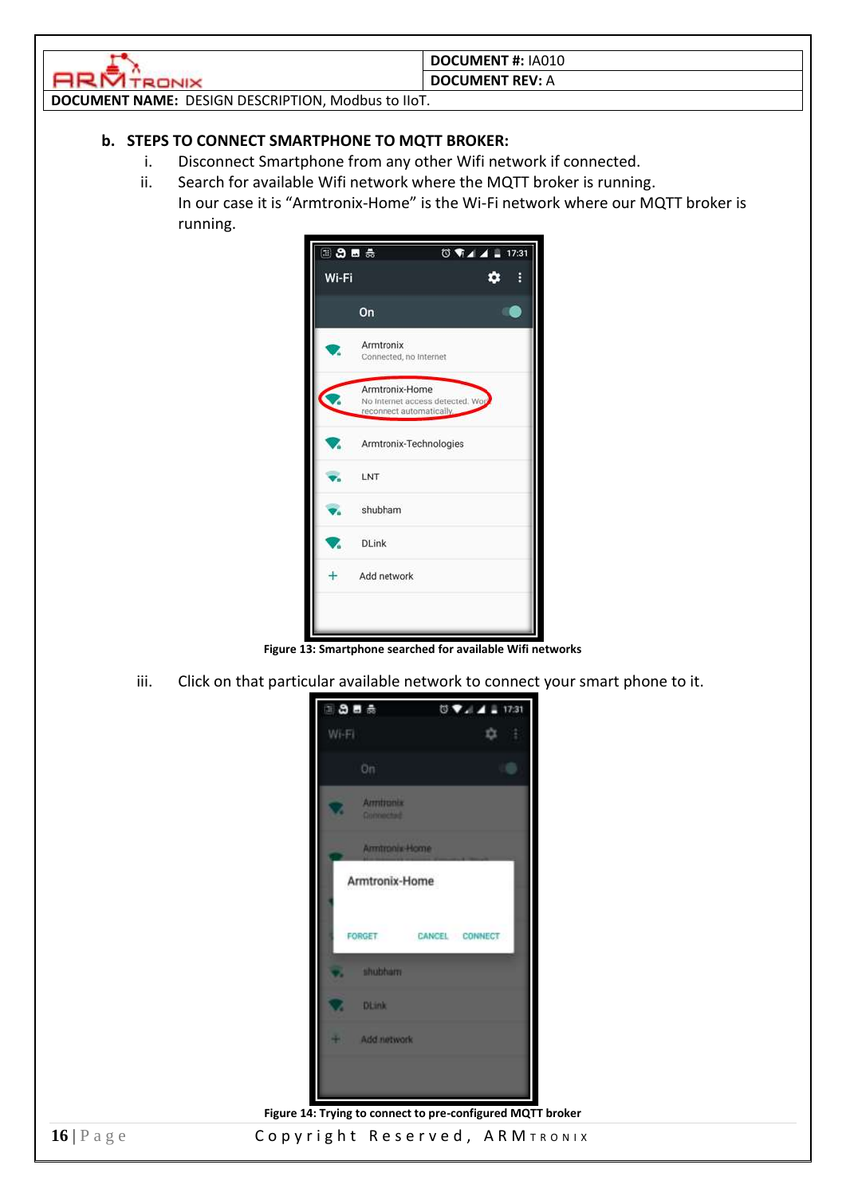## b. STEPS TO CONNECT SMARTPHONE TO MQTT BROKER:

i. Disconnect Smartphone from any other Wifi network if connected.

ii. Search for available Wifi network where the MQTT broker is running.
In our case it is "Armtronix-Home" is the Wi-Fi network where our MQTT broker is running.

Figure 13: Smartphone searched for available Wifi networks

iii. Click on that particular available network to connect your smart phone to it.

Figure 14: Trying to connect to pre-configured MQTT broker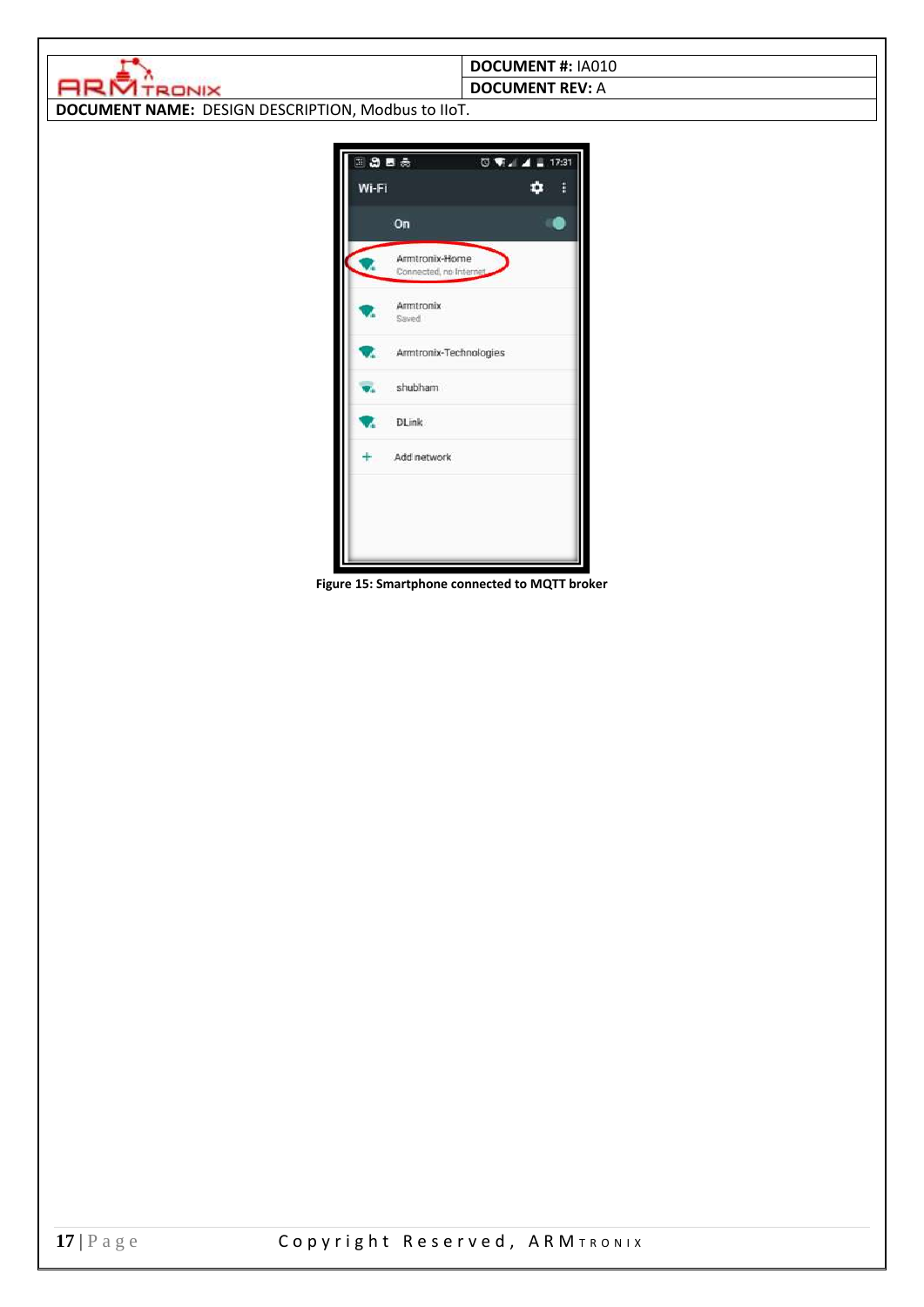Figure 15: Smartphone connected to MQTT broker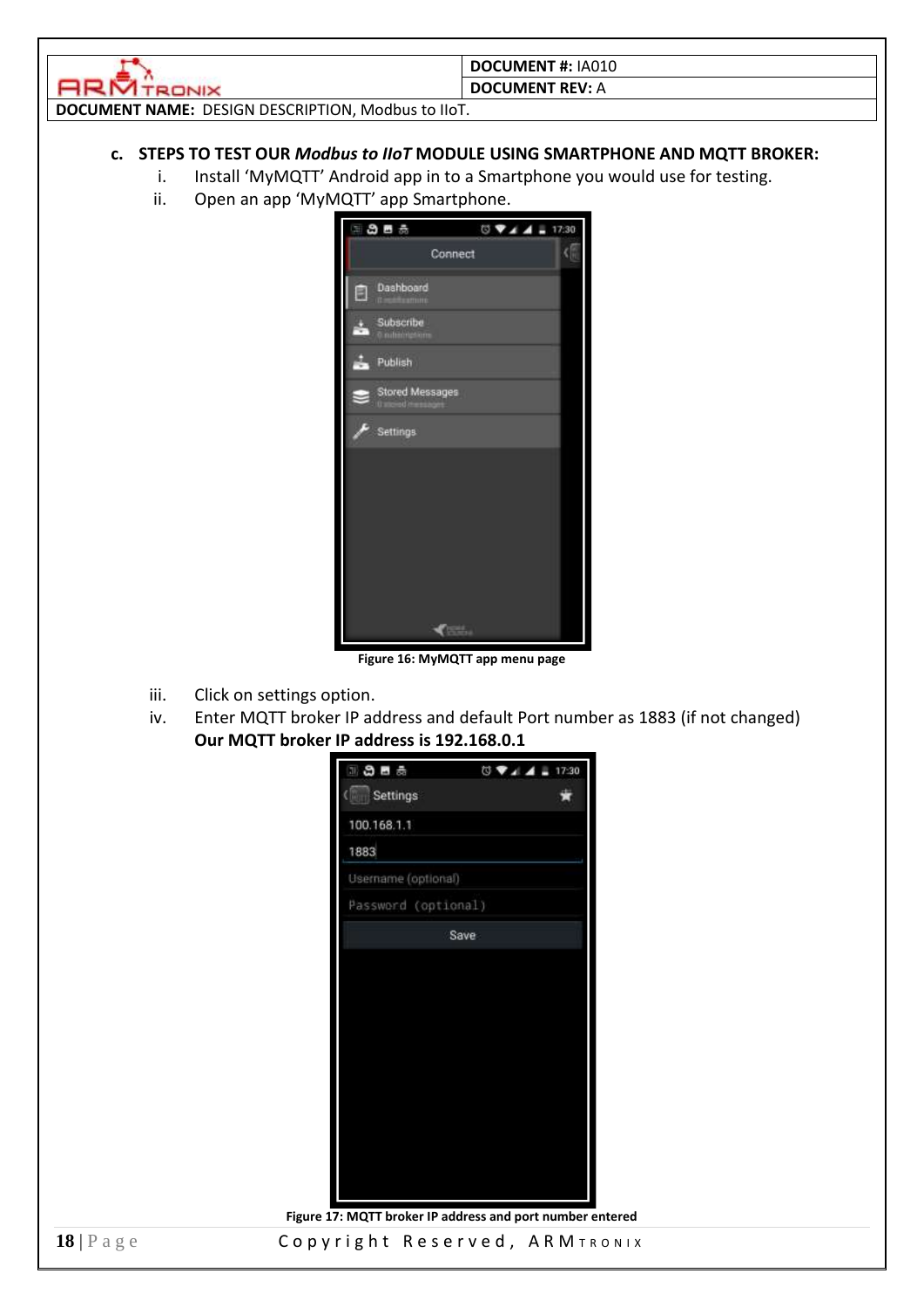c. **STEPS TO TEST OUR *Modbus to IIoT* MODULE USING SMARTPHONE AND MQTT BROKER:**

i. Install 'MyMQTT' Android app in to a Smartphone you would use for testing.

ii. Open an app 'MyMQTT' app Smartphone.

**Figure 16: MyMQTT app menu page**

iii. Click on settings option.

iv. Enter MQTT broker IP address and default Port number as 1883 (if not changed)
**Our MQTT broker IP address is 192.168.0.1**

**Figure 17: MQTT broker IP address and port number entered**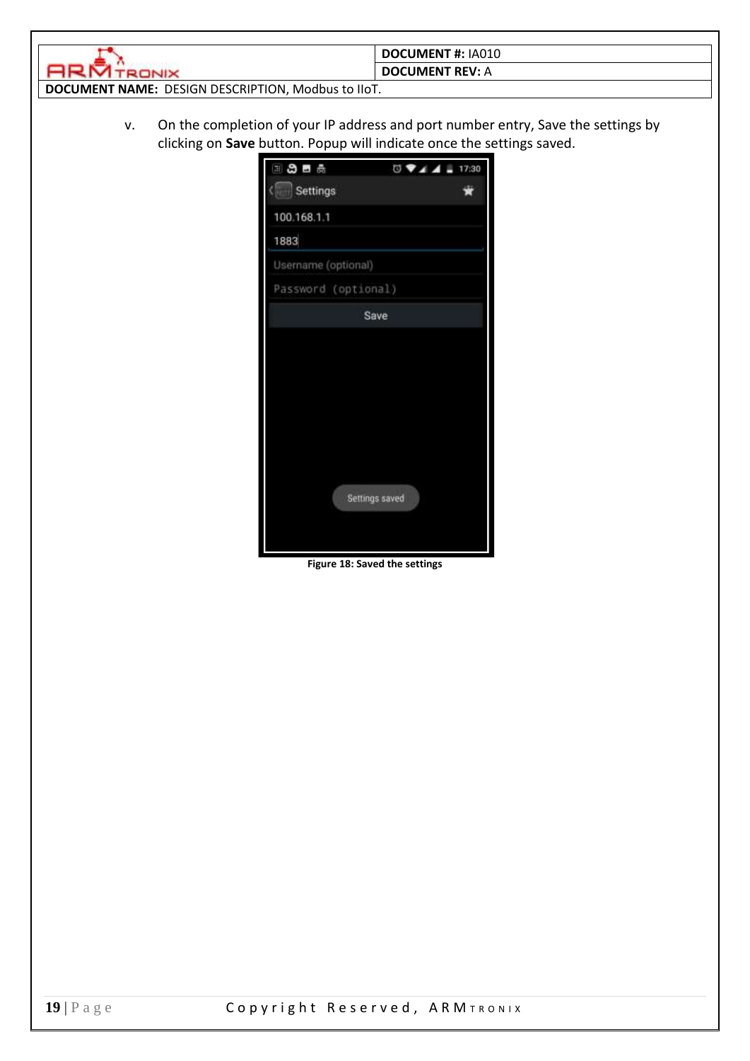v. On the completion of your IP address and port number entry, Save the settings by clicking on **Save** button. Popup will indicate once the settings saved.

Figure 18: Saved the settings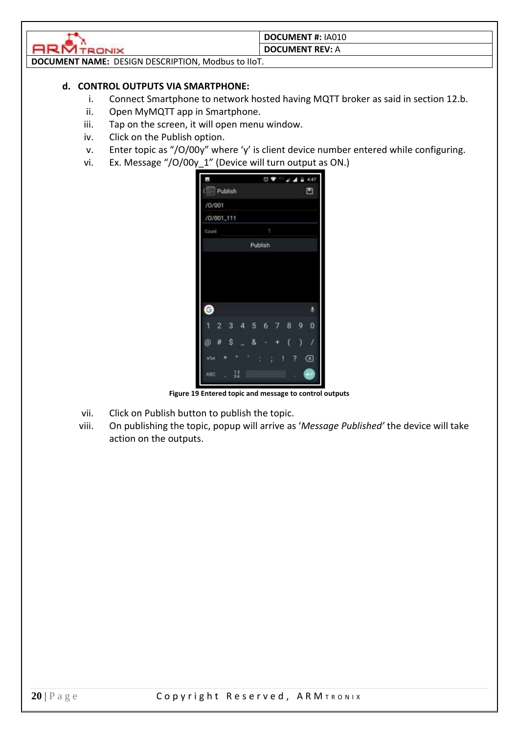### d. CONTROL OUTPUTS VIA SMARTPHONE:

i. Connect Smartphone to network hosted having MQTT broker as said in section 12.b.
ii. Open MyMQTT app in Smartphone.
iii. Tap on the screen, it will open menu window.
iv. Click on the Publish option.
v. Enter topic as "/O/00y" where 'y' is client device number entered while configuring.
vi. Ex. Message "/O/00y_1" (Device will turn output as ON.)

**Figure 19 Entered topic and message to control outputs**

vii. Click on Publish button to publish the topic.
viii. On publishing the topic, popup will arrive as '*Message Published*' the device will take action on the outputs.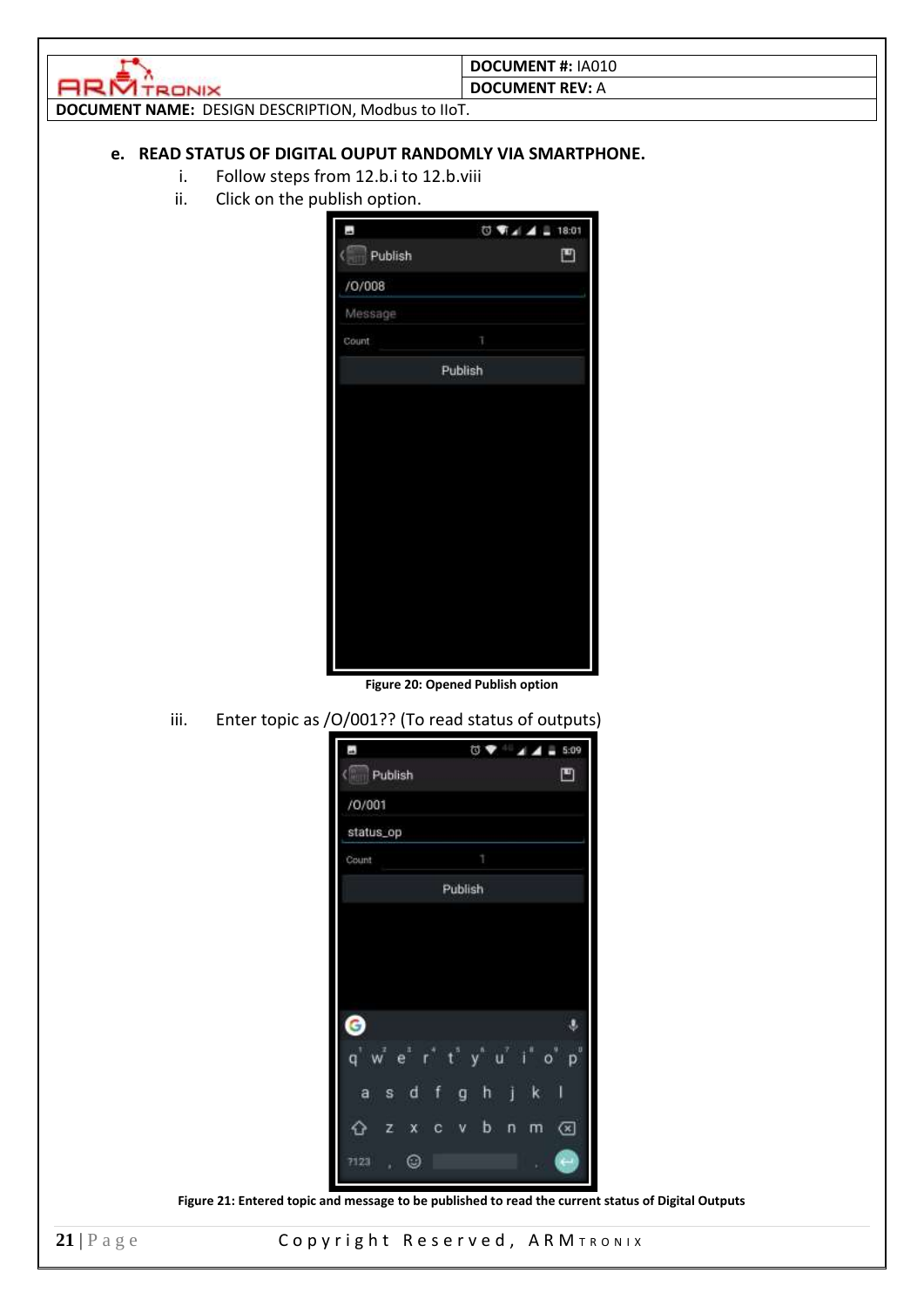**e. READ STATUS OF DIGITAL OUPUT RANDOMLY VIA SMARTPHONE.**

i. Follow steps from 12.b.i to 12.b.viii

ii. Click on the publish option.

Figure 20: Opened Publish option

iii. Enter topic as /O/001?? (To read status of outputs)

Figure 21: Entered topic and message to be published to read the current status of Digital Outputs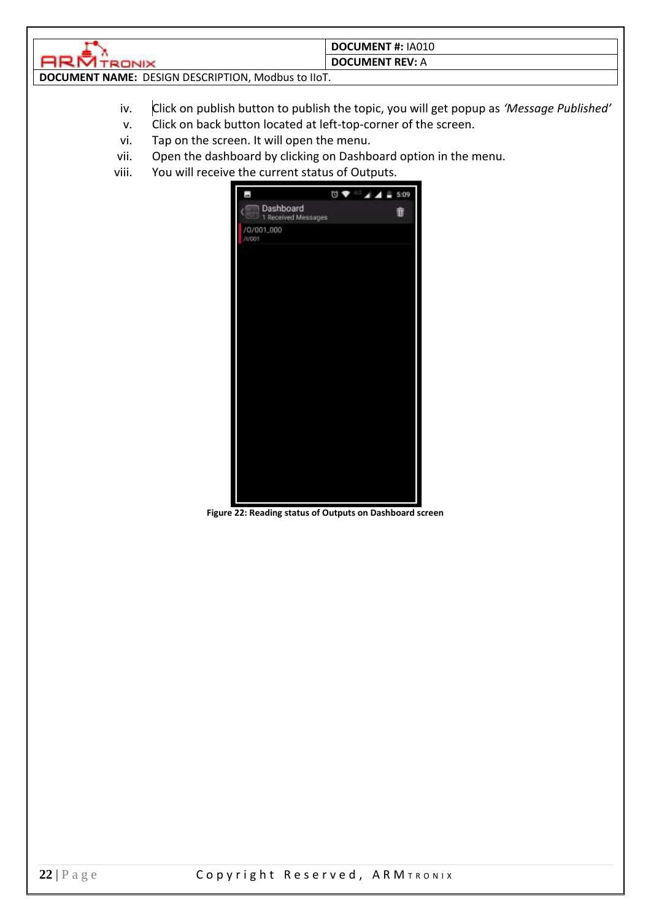iv. Click on publish button to publish the topic, you will get popup as *'Message Published'*
v. Click on back button located at left-top-corner of the screen.
vi. Tap on the screen. It will open the menu.
vii. Open the dashboard by clicking on Dashboard option in the menu.
viii. You will receive the current status of Outputs.

**Figure 22: Reading status of Outputs on Dashboard screen**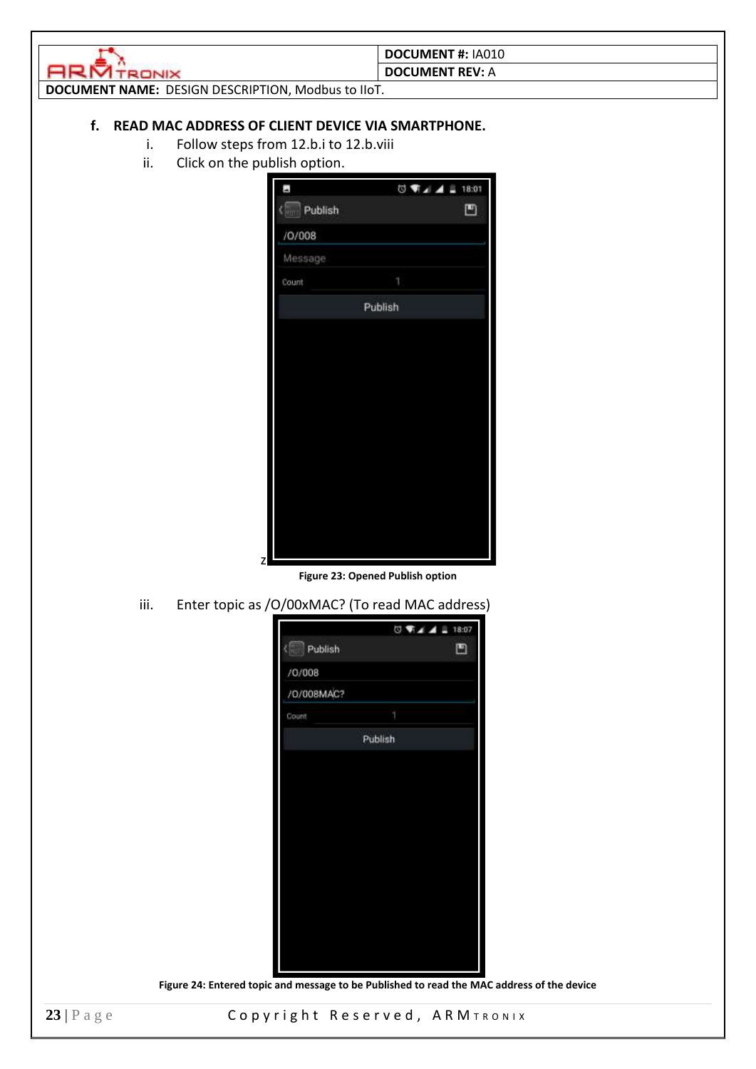**DOCUMENT #:** IA010

**DOCUMENT REV:** A

**DOCUMENT NAME:** DESIGN DESCRIPTION, Modbus to IIoT.

### f. READ MAC ADDRESS OF CLIENT DEVICE VIA SMARTPHONE.

i. Follow steps from 12.b.i to 12.b.viii

ii. Click on the publish option.

**Figure 23: Opened Publish option**

iii. Enter topic as /O/00xMAC? (To read MAC address)

**Figure 24: Entered topic and message to be Published to read the MAC address of the device**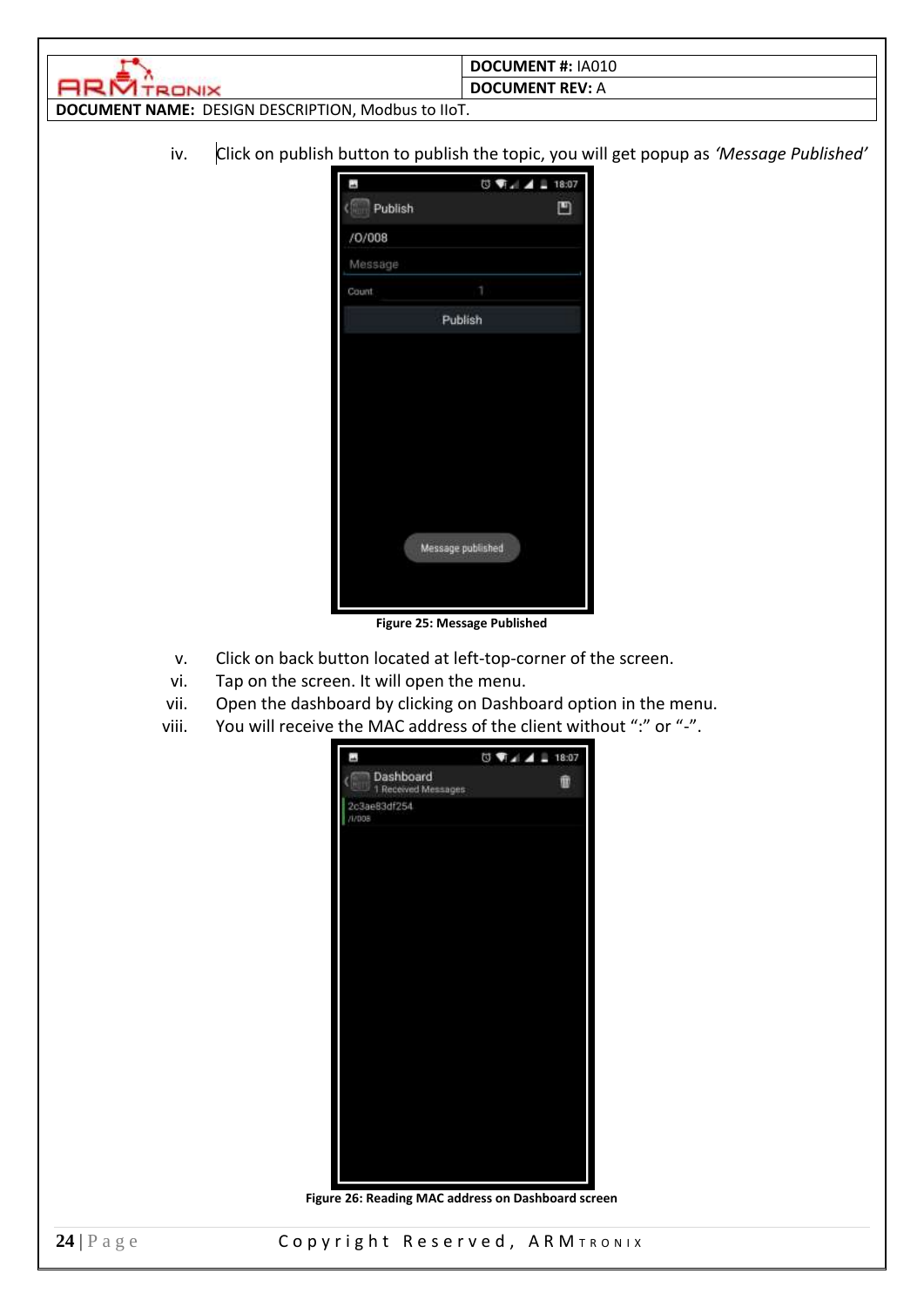iv. Click on publish button to publish the topic, you will get popup as *'Message Published'*

**Figure 25: Message Published**

v. Click on back button located at left-top-corner of the screen.

vi. Tap on the screen. It will open the menu.

vii. Open the dashboard by clicking on Dashboard option in the menu.

viii. You will receive the MAC address of the client without ":" or "-".

**Figure 26: Reading MAC address on Dashboard screen**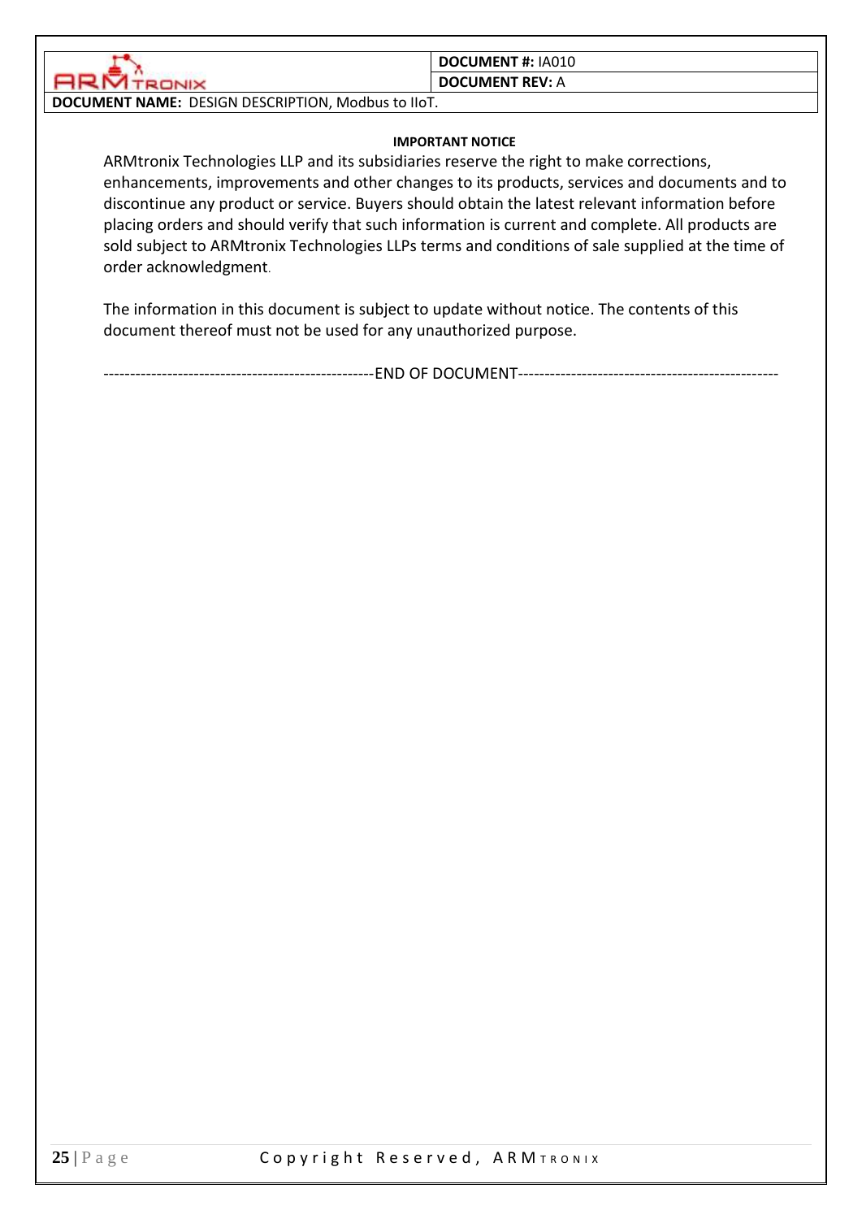**IMPORTANT NOTICE**

ARMtronix Technologies LLP and its subsidiaries reserve the right to make corrections, enhancements, improvements and other changes to its products, services and documents and to discontinue any product or service. Buyers should obtain the latest relevant information before placing orders and should verify that such information is current and complete. All products are sold subject to ARMtronix Technologies LLPs terms and conditions of sale supplied at the time of order acknowledgment.

The information in this document is subject to update without notice. The contents of this document thereof must not be used for any unauthorized purpose.

---------------------------------------------------END OF DOCUMENT-------------------------------------------------